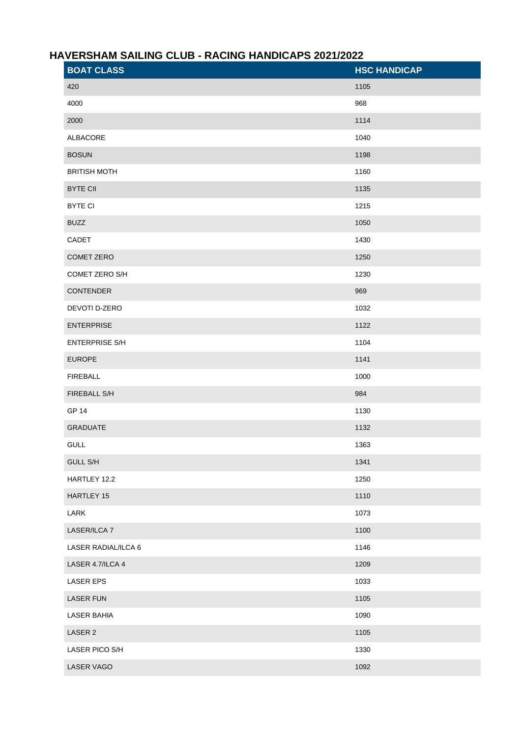# HAVERSHAM SAILING CLUB - RACING HANDICAPS 2021/2022

| BOAT CLASS | HSC HANDICAP |
|---|---|
| 420 | 1105 |
| 4000 | 968 |
| 2000 | 1114 |
| ALBACORE | 1040 |
| BOSUN | 1198 |
| BRITISH MOTH | 1160 |
| BYTE CII | 1135 |
| BYTE CI | 1215 |
| BUZZ | 1050 |
| CADET | 1430 |
| COMET ZERO | 1250 |
| COMET ZERO S/H | 1230 |
| CONTENDER | 969 |
| DEVOTI D-ZERO | 1032 |
| ENTERPRISE | 1122 |
| ENTERPRISE S/H | 1104 |
| EUROPE | 1141 |
| FIREBALL | 1000 |
| FIREBALL S/H | 984 |
| GP 14 | 1130 |
| GRADUATE | 1132 |
| GULL | 1363 |
| GULL S/H | 1341 |
| HARTLEY 12.2 | 1250 |
| HARTLEY 15 | 1110 |
| LARK | 1073 |
| LASER/ILCA 7 | 1100 |
| LASER RADIAL/ILCA 6 | 1146 |
| LASER 4.7/ILCA 4 | 1209 |
| LASER EPS | 1033 |
| LASER FUN | 1105 |
| LASER BAHIA | 1090 |
| LASER 2 | 1105 |
| LASER PICO S/H | 1330 |
| LASER VAGO | 1092 |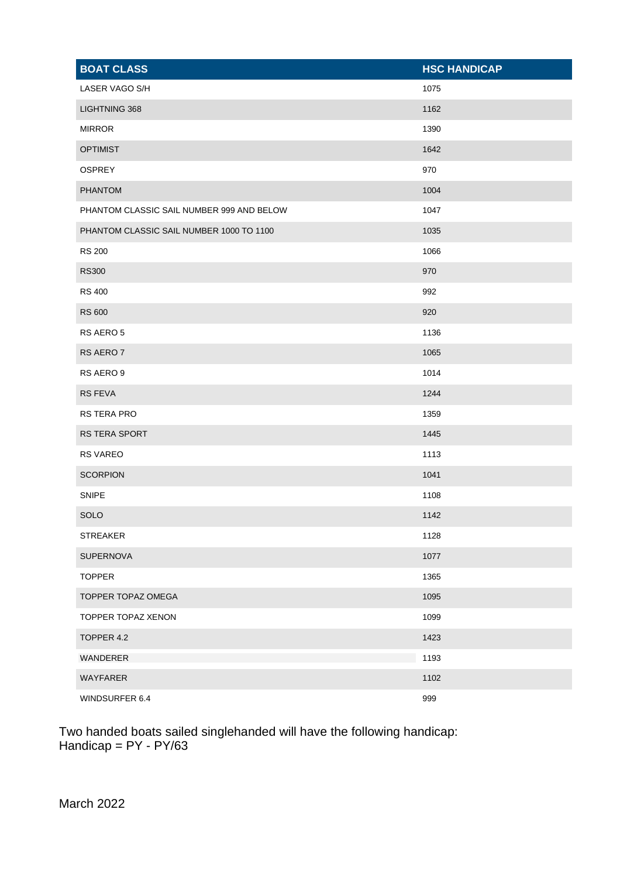| BOAT CLASS | HSC HANDICAP |
| --- | --- |
| LASER VAGO S/H | 1075 |
| LIGHTNING 368 | 1162 |
| MIRROR | 1390 |
| OPTIMIST | 1642 |
| OSPREY | 970 |
| PHANTOM | 1004 |
| PHANTOM CLASSIC SAIL NUMBER 999 AND BELOW | 1047 |
| PHANTOM CLASSIC SAIL NUMBER 1000 TO 1100 | 1035 |
| RS 200 | 1066 |
| RS300 | 970 |
| RS 400 | 992 |
| RS 600 | 920 |
| RS AERO 5 | 1136 |
| RS AERO 7 | 1065 |
| RS AERO 9 | 1014 |
| RS FEVA | 1244 |
| RS TERA PRO | 1359 |
| RS TERA SPORT | 1445 |
| RS VAREO | 1113 |
| SCORPION | 1041 |
| SNIPE | 1108 |
| SOLO | 1142 |
| STREAKER | 1128 |
| SUPERNOVA | 1077 |
| TOPPER | 1365 |
| TOPPER TOPAZ OMEGA | 1095 |
| TOPPER TOPAZ XENON | 1099 |
| TOPPER 4.2 | 1423 |
| WANDERER | 1193 |
| WAYFARER | 1102 |
| WINDSURFER 6.4 | 999 |

Two handed boats sailed singlehanded will have the following handicap:
Handicap = PY - PY/63

March 2022